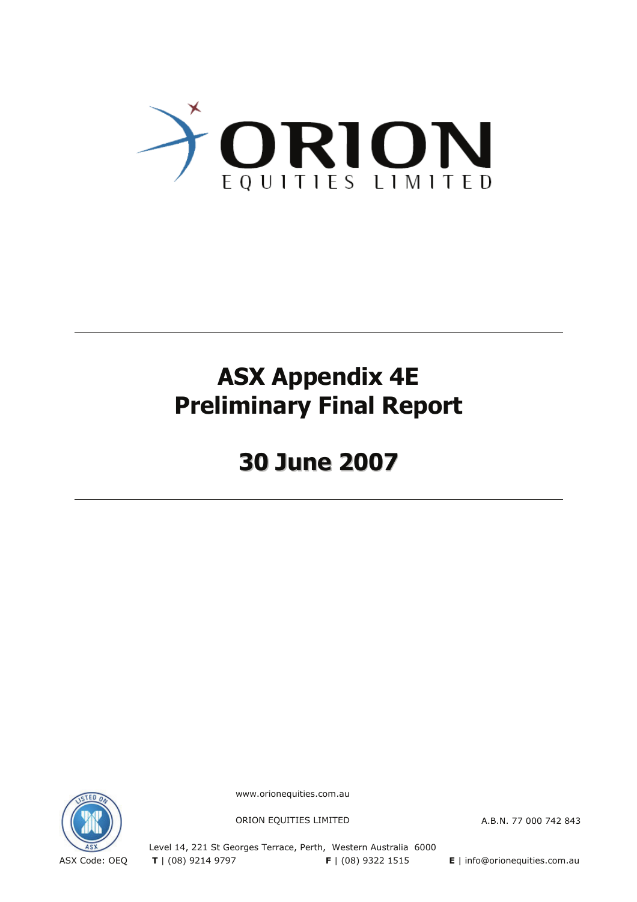# ORION EQUITIES LIMITED

# ASX Appendix 4E
# Preliminary Final Report

# 30 June 2007

www.orionequities.com.au

ORION EQUITIES LIMITED

A.B.N. 77 000 742 843

Level 14, 221 St Georges Terrace, Perth, Western Australia 6000

ASX Code: OEQ

**T** | (08) 9214 9797

**F** | (08) 9322 1515

**E** | info@orionequities.com.au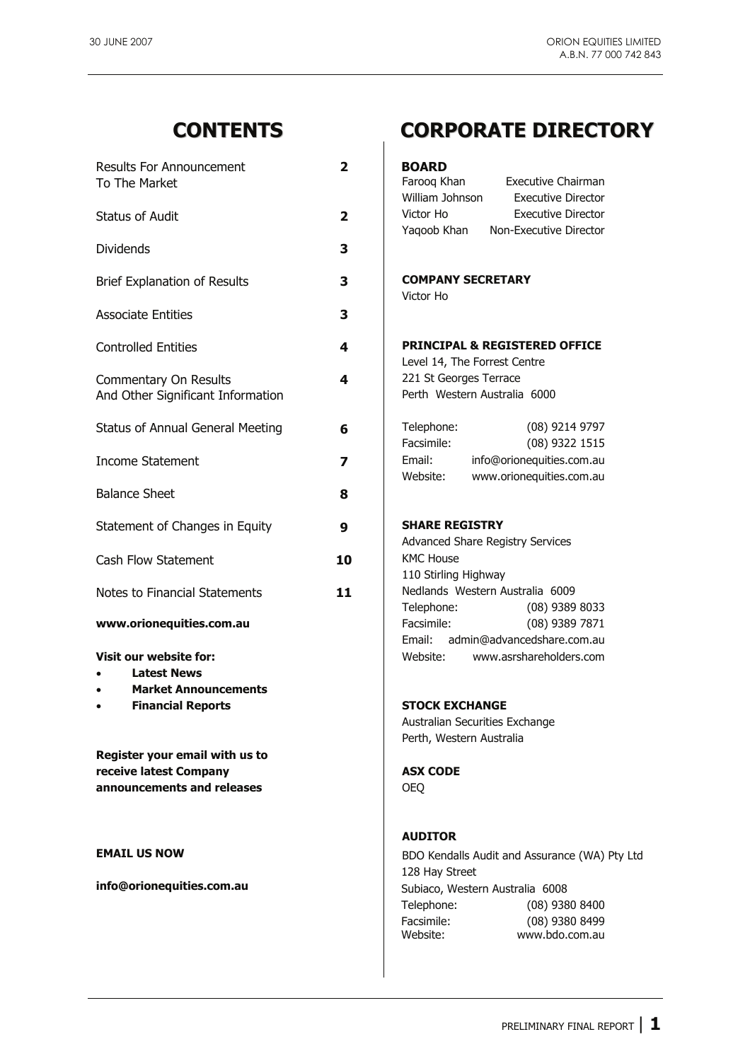## CONTENTS

| | |
|---|---|
| Results For Announcement To The Market | 2 |
| Status of Audit | 2 |
| Dividends | 3 |
| Brief Explanation of Results | 3 |
| Associate Entities | 3 |
| Controlled Entities | 4 |
| Commentary On Results And Other Significant Information | 4 |
| Status of Annual General Meeting | 6 |
| Income Statement | 7 |
| Balance Sheet | 8 |
| Statement of Changes in Equity | 9 |
| Cash Flow Statement | 10 |
| Notes to Financial Statements | 11 |

**www.orionequities.com.au**

**Visit our website for:**

- **Latest News**
- **Market Announcements**
- **Financial Reports**

**Register your email with us to receive latest Company announcements and releases**

**EMAIL US NOW**

**info@orionequities.com.au**

## CORPORATE DIRECTORY

**BOARD**

| | |
|---|---|
| Farooq Khan | Executive Chairman |
| William Johnson | Executive Director |
| Victor Ho | Executive Director |
| Yaqoob Khan | Non-Executive Director |

**COMPANY SECRETARY**

Victor Ho

**PRINCIPAL & REGISTERED OFFICE**

Level 14, The Forrest Centre
221 St Georges Terrace
Perth Western Australia 6000

| | |
|---|---|
| Telephone: | (08) 9214 9797 |
| Facsimile: | (08) 9322 1515 |
| Email: | info@orionequities.com.au |
| Website: | www.orionequities.com.au |

**SHARE REGISTRY**

Advanced Share Registry Services
KMC House
110 Stirling Highway
Nedlands Western Australia 6009

| | |
|---|---|
| Telephone: | (08) 9389 8033 |
| Facsimile: | (08) 9389 7871 |
| Email: | admin@advancedshare.com.au |
| Website: | www.asrshareholders.com |

**STOCK EXCHANGE**

Australian Securities Exchange
Perth, Western Australia

**ASX CODE**

OEQ

**AUDITOR**

BDO Kendalls Audit and Assurance (WA) Pty Ltd
128 Hay Street
Subiaco, Western Australia 6008

| | |
|---|---|
| Telephone: | (08) 9380 8400 |
| Facsimile: | (08) 9380 8499 |
| Website: | www.bdo.com.au |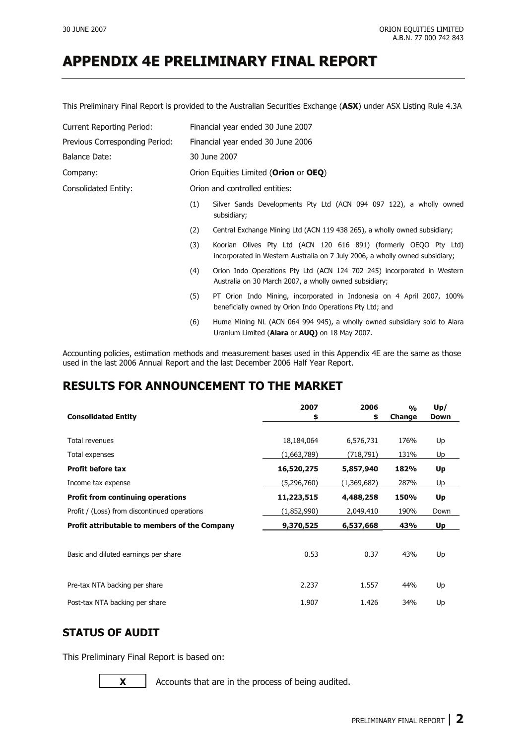# APPENDIX 4E PRELIMINARY FINAL REPORT

This Preliminary Final Report is provided to the Australian Securities Exchange (**ASX**) under ASX Listing Rule 4.3A

| | |
|---|---|
| Current Reporting Period: | Financial year ended 30 June 2007 |
| Previous Corresponding Period: | Financial year ended 30 June 2006 |
| Balance Date: | 30 June 2007 |
| Company: | Orion Equities Limited (**Orion** or **OEQ**) |
| Consolidated Entity: | Orion and controlled entities: |

(1) Silver Sands Developments Pty Ltd (ACN 094 097 122), a wholly owned subsidiary;

(2) Central Exchange Mining Ltd (ACN 119 438 265), a wholly owned subsidiary;

(3) Koorian Olives Pty Ltd (ACN 120 616 891) (formerly OEQO Pty Ltd) incorporated in Western Australia on 7 July 2006, a wholly owned subsidiary;

(4) Orion Indo Operations Pty Ltd (ACN 124 702 245) incorporated in Western Australia on 30 March 2007, a wholly owned subsidiary;

(5) PT Orion Indo Mining, incorporated in Indonesia on 4 April 2007, 100% beneficially owned by Orion Indo Operations Pty Ltd; and

(6) Hume Mining NL (ACN 064 994 945), a wholly owned subsidiary sold to Alara Uranium Limited (**Alara** or **AUQ)** on 18 May 2007.

Accounting policies, estimation methods and measurement bases used in this Appendix 4E are the same as those used in the last 2006 Annual Report and the last December 2006 Half Year Report.

## RESULTS FOR ANNOUNCEMENT TO THE MARKET

| Consolidated Entity | 2007 $ | 2006 $ | % Change | Up/ Down |
|---|---|---|---|---|
| Total revenues | 18,184,064 | 6,576,731 | 176% | Up |
| Total expenses | (1,663,789) | (718,791) | 131% | Up |
| **Profit before tax** | **16,520,275** | **5,857,940** | **182%** | **Up** |
| Income tax expense | (5,296,760) | (1,369,682) | 287% | Up |
| **Profit from continuing operations** | **11,223,515** | **4,488,258** | **150%** | **Up** |
| Profit / (Loss) from discontinued operations | (1,852,990) | 2,049,410 | 190% | Down |
| **Profit attributable to members of the Company** | **9,370,525** | **6,537,668** | **43%** | **Up** |
| Basic and diluted earnings per share | 0.53 | 0.37 | 43% | Up |
| Pre-tax NTA backing per share | 2.237 | 1.557 | 44% | Up |
| Post-tax NTA backing per share | 1.907 | 1.426 | 34% | Up |

## STATUS OF AUDIT

This Preliminary Final Report is based on:

**X** Accounts that are in the process of being audited.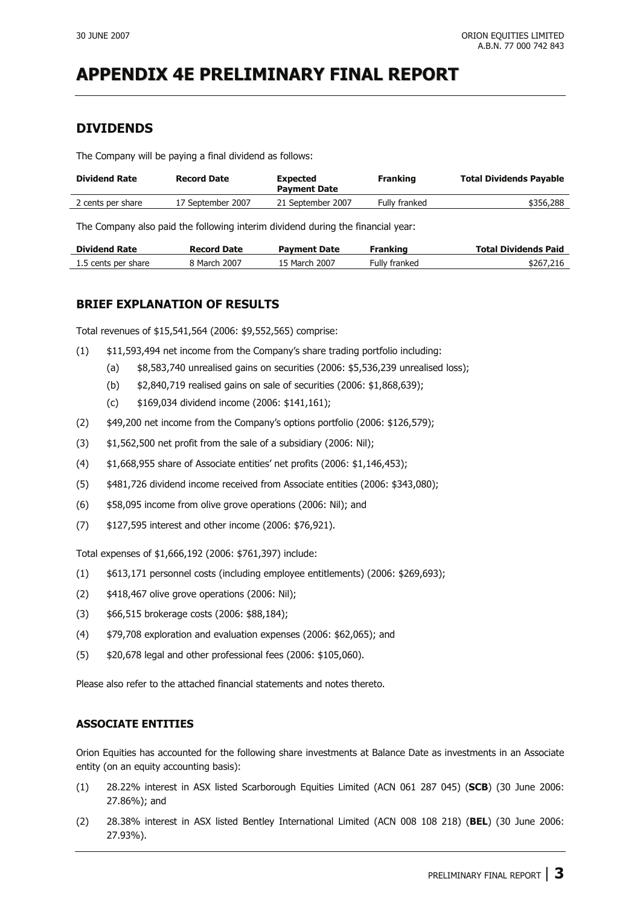# APPENDIX 4E PRELIMINARY FINAL REPORT

## DIVIDENDS

The Company will be paying a final dividend as follows:

| Dividend Rate | Record Date | Expected Payment Date | Franking | Total Dividends Payable |
|---|---|---|---|---|
| 2 cents per share | 17 September 2007 | 21 September 2007 | Fully franked | $356,288 |

The Company also paid the following interim dividend during the financial year:

| Dividend Rate | Record Date | Payment Date | Franking | Total Dividends Paid |
|---|---|---|---|---|
| 1.5 cents per share | 8 March 2007 | 15 March 2007 | Fully franked | $267,216 |

## BRIEF EXPLANATION OF RESULTS

Total revenues of $15,541,564 (2006: $9,552,565) comprise:

(1) $11,593,494 net income from the Company's share trading portfolio including:
   - (a) $8,583,740 unrealised gains on securities (2006: $5,536,239 unrealised loss);
   - (b) $2,840,719 realised gains on sale of securities (2006: $1,868,639);
   - (c) $169,034 dividend income (2006: $141,161);

(2) $49,200 net income from the Company's options portfolio (2006: $126,579);

(3) $1,562,500 net profit from the sale of a subsidiary (2006: Nil);

(4) $1,668,955 share of Associate entities' net profits (2006: $1,146,453);

(5) $481,726 dividend income received from Associate entities (2006: $343,080);

(6) $58,095 income from olive grove operations (2006: Nil); and

(7) $127,595 interest and other income (2006: $76,921).

Total expenses of $1,666,192 (2006: $761,397) include:

(1) $613,171 personnel costs (including employee entitlements) (2006: $269,693);

(2) $418,467 olive grove operations (2006: Nil);

(3) $66,515 brokerage costs (2006: $88,184);

(4) $79,708 exploration and evaluation expenses (2006: $62,065); and

(5) $20,678 legal and other professional fees (2006: $105,060).

Please also refer to the attached financial statements and notes thereto.

### ASSOCIATE ENTITIES

Orion Equities has accounted for the following share investments at Balance Date as investments in an Associate entity (on an equity accounting basis):

(1) 28.22% interest in ASX listed Scarborough Equities Limited (ACN 061 287 045) (**SCB**) (30 June 2006: 27.86%); and

(2) 28.38% interest in ASX listed Bentley International Limited (ACN 008 108 218) (**BEL**) (30 June 2006: 27.93%).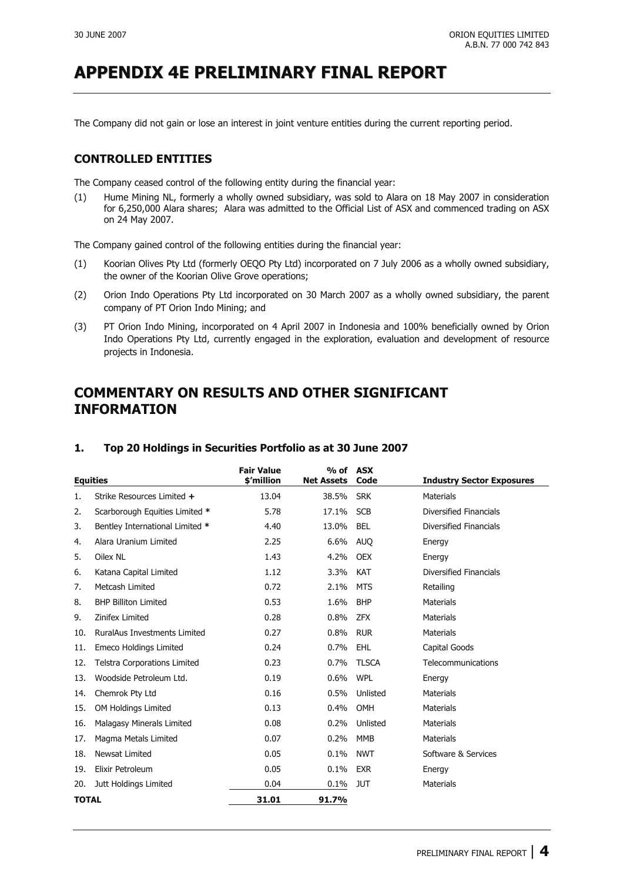# APPENDIX 4E PRELIMINARY FINAL REPORT

The Company did not gain or lose an interest in joint venture entities during the current reporting period.

## CONTROLLED ENTITIES

The Company ceased control of the following entity during the financial year:

(1) Hume Mining NL, formerly a wholly owned subsidiary, was sold to Alara on 18 May 2007 in consideration for 6,250,000 Alara shares; Alara was admitted to the Official List of ASX and commenced trading on ASX on 24 May 2007.

The Company gained control of the following entities during the financial year:

(1) Koorian Olives Pty Ltd (formerly OEQO Pty Ltd) incorporated on 7 July 2006 as a wholly owned subsidiary, the owner of the Koorian Olive Grove operations;

(2) Orion Indo Operations Pty Ltd incorporated on 30 March 2007 as a wholly owned subsidiary, the parent company of PT Orion Indo Mining; and

(3) PT Orion Indo Mining, incorporated on 4 April 2007 in Indonesia and 100% beneficially owned by Orion Indo Operations Pty Ltd, currently engaged in the exploration, evaluation and development of resource projects in Indonesia.

# COMMENTARY ON RESULTS AND OTHER SIGNIFICANT INFORMATION

### 1. Top 20 Holdings in Securities Portfolio as at 30 June 2007

| | Equities | Fair Value $'million | % of Net Assets | ASX Code | Industry Sector Exposures |
|---|---|---|---|---|---|
| 1. | Strike Resources Limited **+** | 13.04 | 38.5% | SRK | Materials |
| 2. | Scarborough Equities Limited **\*** | 5.78 | 17.1% | SCB | Diversified Financials |
| 3. | Bentley International Limited **\*** | 4.40 | 13.0% | BEL | Diversified Financials |
| 4. | Alara Uranium Limited | 2.25 | 6.6% | AUQ | Energy |
| 5. | Oilex NL | 1.43 | 4.2% | OEX | Energy |
| 6. | Katana Capital Limited | 1.12 | 3.3% | KAT | Diversified Financials |
| 7. | Metcash Limited | 0.72 | 2.1% | MTS | Retailing |
| 8. | BHP Billiton Limited | 0.53 | 1.6% | BHP | Materials |
| 9. | Zinifex Limited | 0.28 | 0.8% | ZFX | Materials |
| 10. | RuralAus Investments Limited | 0.27 | 0.8% | RUR | Materials |
| 11. | Emeco Holdings Limited | 0.24 | 0.7% | EHL | Capital Goods |
| 12. | Telstra Corporations Limited | 0.23 | 0.7% | TLSCA | Telecommunications |
| 13. | Woodside Petroleum Ltd. | 0.19 | 0.6% | WPL | Energy |
| 14. | Chemrok Pty Ltd | 0.16 | 0.5% | Unlisted | Materials |
| 15. | OM Holdings Limited | 0.13 | 0.4% | OMH | Materials |
| 16. | Malagasy Minerals Limited | 0.08 | 0.2% | Unlisted | Materials |
| 17. | Magma Metals Limited | 0.07 | 0.2% | MMB | Materials |
| 18. | Newsat Limited | 0.05 | 0.1% | NWT | Software & Services |
| 19. | Elixir Petroleum | 0.05 | 0.1% | EXR | Energy |
| 20. | Jutt Holdings Limited | 0.04 | 0.1% | JUT | Materials |
| **TOTAL** | | **31.01** | **91.7%** | | |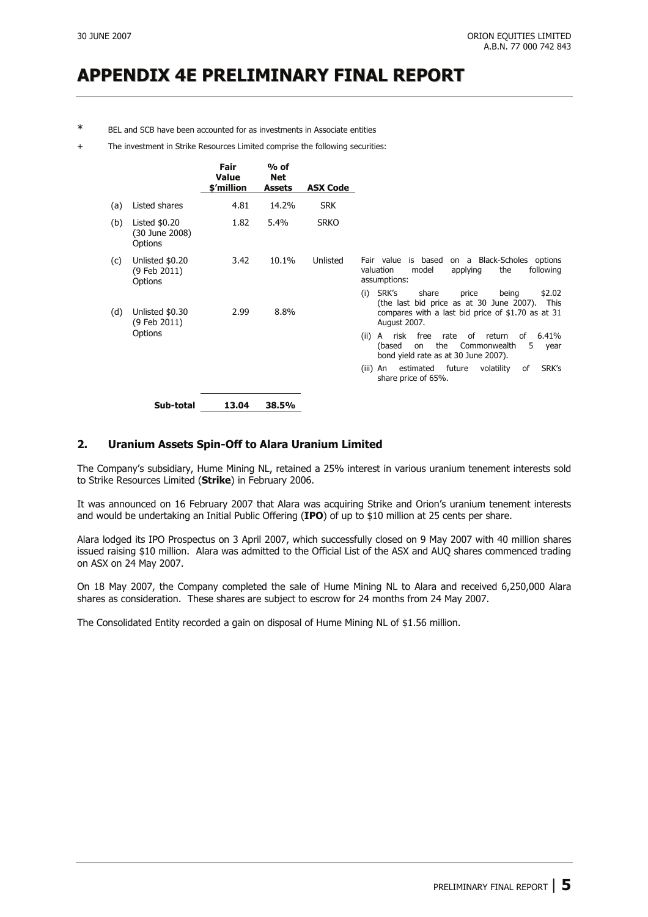## APPENDIX 4E PRELIMINARY FINAL REPORT

\* BEL and SCB have been accounted for as investments in Associate entities

\+ The investment in Strike Resources Limited comprise the following securities:

| | | Fair Value $'million | % of Net Assets | ASX Code | |
|---|---|---|---|---|---|
| (a) | Listed shares | 4.81 | 14.2% | SRK | |
| (b) | Listed $0.20 (30 June 2008) Options | 1.82 | 5.4% | SRKO | |
| (c) | Unlisted $0.20 (9 Feb 2011) Options | 3.42 | 10.1% | Unlisted | Fair value is based on a Black-Scholes options valuation model applying the following assumptions: (i) SRK's share price being $2.02 (the last bid price as at 30 June 2007). This compares with a last bid price of $1.70 as at 31 August 2007. (ii) A risk free rate of return of 6.41% (based on the Commonwealth 5 year bond yield rate as at 30 June 2007). (iii) An estimated future volatility of SRK's share price of 65%. |
| (d) | Unlisted $0.30 (9 Feb 2011) Options | 2.99 | 8.8% | | |
| | **Sub-total** | **13.04** | **38.5%** | | |

## 2. Uranium Assets Spin-Off to Alara Uranium Limited

The Company's subsidiary, Hume Mining NL, retained a 25% interest in various uranium tenement interests sold to Strike Resources Limited (**Strike**) in February 2006.

It was announced on 16 February 2007 that Alara was acquiring Strike and Orion's uranium tenement interests and would be undertaking an Initial Public Offering (**IPO**) of up to $10 million at 25 cents per share.

Alara lodged its IPO Prospectus on 3 April 2007, which successfully closed on 9 May 2007 with 40 million shares issued raising $10 million. Alara was admitted to the Official List of the ASX and AUQ shares commenced trading on ASX on 24 May 2007.

On 18 May 2007, the Company completed the sale of Hume Mining NL to Alara and received 6,250,000 Alara shares as consideration. These shares are subject to escrow for 24 months from 24 May 2007.

The Consolidated Entity recorded a gain on disposal of Hume Mining NL of $1.56 million.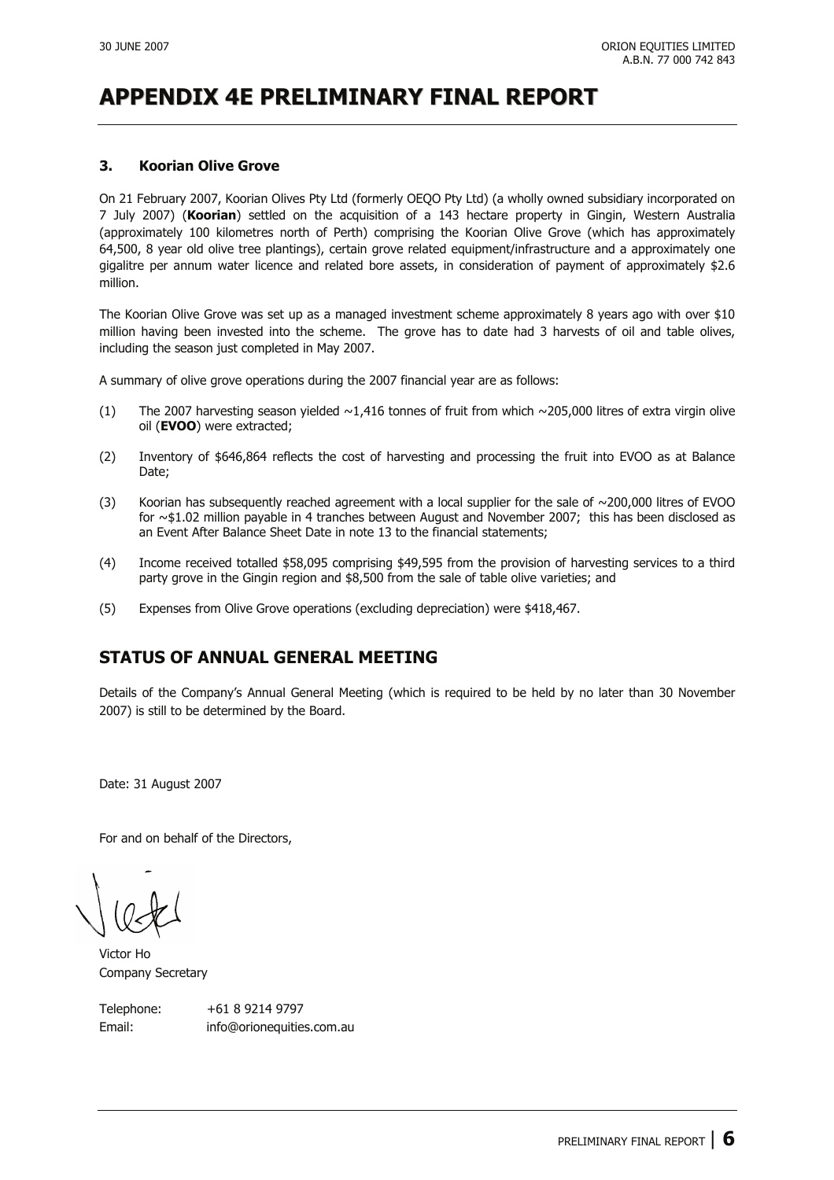# APPENDIX 4E PRELIMINARY FINAL REPORT

### 3. Koorian Olive Grove

On 21 February 2007, Koorian Olives Pty Ltd (formerly OEQO Pty Ltd) (a wholly owned subsidiary incorporated on 7 July 2007) (**Koorian**) settled on the acquisition of a 143 hectare property in Gingin, Western Australia (approximately 100 kilometres north of Perth) comprising the Koorian Olive Grove (which has approximately 64,500, 8 year old olive tree plantings), certain grove related equipment/infrastructure and a approximately one gigalitre per annum water licence and related bore assets, in consideration of payment of approximately $2.6 million.

The Koorian Olive Grove was set up as a managed investment scheme approximately 8 years ago with over $10 million having been invested into the scheme. The grove has to date had 3 harvests of oil and table olives, including the season just completed in May 2007.

A summary of olive grove operations during the 2007 financial year are as follows:

(1) The 2007 harvesting season yielded ~1,416 tonnes of fruit from which ~205,000 litres of extra virgin olive oil (**EVOO**) were extracted;

(2) Inventory of $646,864 reflects the cost of harvesting and processing the fruit into EVOO as at Balance Date;

(3) Koorian has subsequently reached agreement with a local supplier for the sale of ~200,000 litres of EVOO for ~$1.02 million payable in 4 tranches between August and November 2007; this has been disclosed as an Event After Balance Sheet Date in note 13 to the financial statements;

(4) Income received totalled $58,095 comprising $49,595 from the provision of harvesting services to a third party grove in the Gingin region and $8,500 from the sale of table olive varieties; and

(5) Expenses from Olive Grove operations (excluding depreciation) were $418,467.

## STATUS OF ANNUAL GENERAL MEETING

Details of the Company's Annual General Meeting (which is required to be held by no later than 30 November 2007) is still to be determined by the Board.

Date: 31 August 2007

For and on behalf of the Directors,

Victor Ho
Company Secretary

Telephone: +61 8 9214 9797
Email: info@orionequities.com.au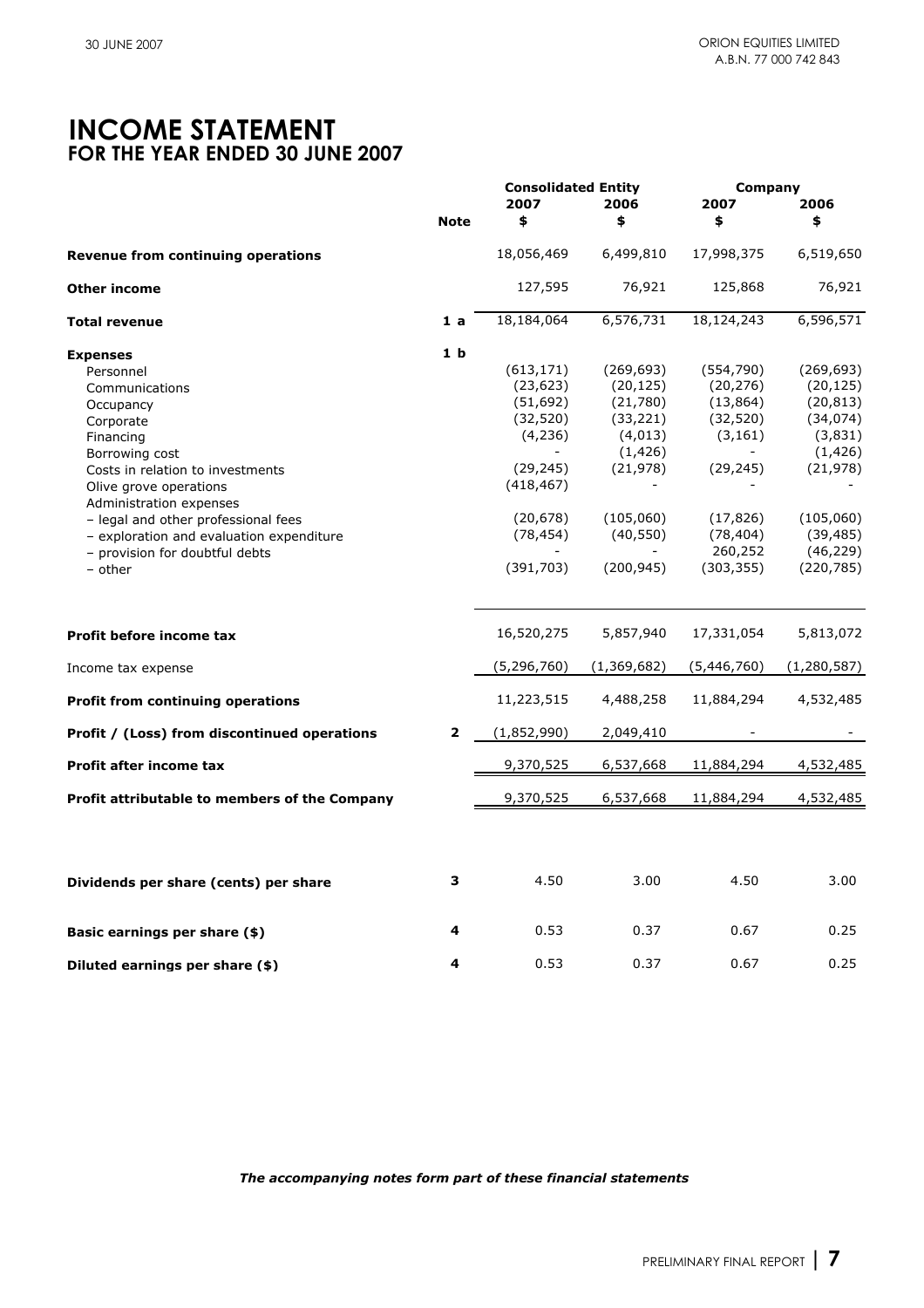# INCOME STATEMENT
## FOR THE YEAR ENDED 30 JUNE 2007

| | Note | Consolidated Entity 2007 $ | Consolidated Entity 2006 $ | Company 2007 $ | Company 2006 $ |
|---|---|---|---|---|---|
| **Revenue from continuing operations** | | 18,056,469 | 6,499,810 | 17,998,375 | 6,519,650 |
| **Other income** | | 127,595 | 76,921 | 125,868 | 76,921 |
| **Total revenue** | 1 a | 18,184,064 | 6,576,731 | 18,124,243 | 6,596,571 |
| **Expenses** | 1 b | | | | |
| Personnel | | (613,171) | (269,693) | (554,790) | (269,693) |
| Communications | | (23,623) | (20,125) | (20,276) | (20,125) |
| Occupancy | | (51,692) | (21,780) | (13,864) | (20,813) |
| Corporate | | (32,520) | (33,221) | (32,520) | (34,074) |
| Financing | | (4,236) | (4,013) | (3,161) | (3,831) |
| Borrowing cost | | - | (1,426) | - | (1,426) |
| Costs in relation to investments | | (29,245) | (21,978) | (29,245) | (21,978) |
| Olive grove operations | | (418,467) | - | - | - |
| Administration expenses | | | | | |
| – legal and other professional fees | | (20,678) | (105,060) | (17,826) | (105,060) |
| – exploration and evaluation expenditure | | (78,454) | (40,550) | (78,404) | (39,485) |
| – provision for doubtful debts | | - | - | 260,252 | (46,229) |
| – other | | (391,703) | (200,945) | (303,355) | (220,785) |
| **Profit before income tax** | | 16,520,275 | 5,857,940 | 17,331,054 | 5,813,072 |
| Income tax expense | | (5,296,760) | (1,369,682) | (5,446,760) | (1,280,587) |
| **Profit from continuing operations** | | 11,223,515 | 4,488,258 | 11,884,294 | 4,532,485 |
| **Profit / (Loss) from discontinued operations** | 2 | (1,852,990) | 2,049,410 | - | - |
| **Profit after income tax** | | 9,370,525 | 6,537,668 | 11,884,294 | 4,532,485 |
| **Profit attributable to members of the Company** | | 9,370,525 | 6,537,668 | 11,884,294 | 4,532,485 |
| **Dividends per share (cents) per share** | 3 | 4.50 | 3.00 | 4.50 | 3.00 |
| **Basic earnings per share ($)** | 4 | 0.53 | 0.37 | 0.67 | 0.25 |
| **Diluted earnings per share ($)** | 4 | 0.53 | 0.37 | 0.67 | 0.25 |

***The accompanying notes form part of these financial statements***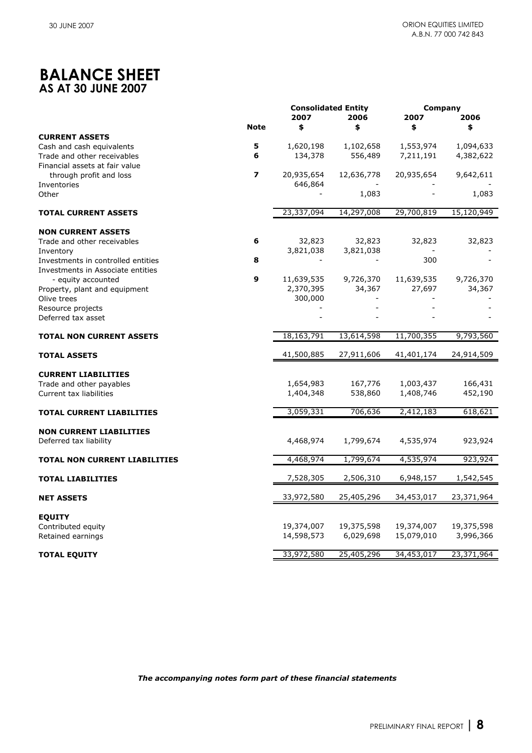# BALANCE SHEET
## AS AT 30 JUNE 2007

| | Note | Consolidated Entity 2007 $ | Consolidated Entity 2006 $ | Company 2007 $ | Company 2006 $ |
|---|---|---|---|---|---|
| **CURRENT ASSETS** | | | | | |
| Cash and cash equivalents | 5 | 1,620,198 | 1,102,658 | 1,553,974 | 1,094,633 |
| Trade and other receivables | 6 | 134,378 | 556,489 | 7,211,191 | 4,382,622 |
| Financial assets at fair value through profit and loss | 7 | 20,935,654 | 12,636,778 | 20,935,654 | 9,642,611 |
| Inventories | | 646,864 | - | - | - |
| Other | | - | 1,083 | - | 1,083 |
| **TOTAL CURRENT ASSETS** | | 23,337,094 | 14,297,008 | 29,700,819 | 15,120,949 |
| **NON CURRENT ASSETS** | | | | | |
| Trade and other receivables | 6 | 32,823 | 32,823 | 32,823 | 32,823 |
| Inventory | | 3,821,038 | 3,821,038 | - | - |
| Investments in controlled entities | 8 | - | - | 300 | - |
| Investments in Associate entities - equity accounted | 9 | 11,639,535 | 9,726,370 | 11,639,535 | 9,726,370 |
| Property, plant and equipment | | 2,370,395 | 34,367 | 27,697 | 34,367 |
| Olive trees | | 300,000 | - | - | - |
| Resource projects | | - | - | - | - |
| Deferred tax asset | | - | - | - | - |
| **TOTAL NON CURRENT ASSETS** | | 18,163,791 | 13,614,598 | 11,700,355 | 9,793,560 |
| **TOTAL ASSETS** | | 41,500,885 | 27,911,606 | 41,401,174 | 24,914,509 |
| **CURRENT LIABILITIES** | | | | | |
| Trade and other payables | | 1,654,983 | 167,776 | 1,003,437 | 166,431 |
| Current tax liabilities | | 1,404,348 | 538,860 | 1,408,746 | 452,190 |
| **TOTAL CURRENT LIABILITIES** | | 3,059,331 | 706,636 | 2,412,183 | 618,621 |
| **NON CURRENT LIABILITIES** | | | | | |
| Deferred tax liability | | 4,468,974 | 1,799,674 | 4,535,974 | 923,924 |
| **TOTAL NON CURRENT LIABILITIES** | | 4,468,974 | 1,799,674 | 4,535,974 | 923,924 |
| **TOTAL LIABILITIES** | | 7,528,305 | 2,506,310 | 6,948,157 | 1,542,545 |
| **NET ASSETS** | | 33,972,580 | 25,405,296 | 34,453,017 | 23,371,964 |
| **EQUITY** | | | | | |
| Contributed equity | | 19,374,007 | 19,375,598 | 19,374,007 | 19,375,598 |
| Retained earnings | | 14,598,573 | 6,029,698 | 15,079,010 | 3,996,366 |
| **TOTAL EQUITY** | | 33,972,580 | 25,405,296 | 34,453,017 | 23,371,964 |

***The accompanying notes form part of these financial statements***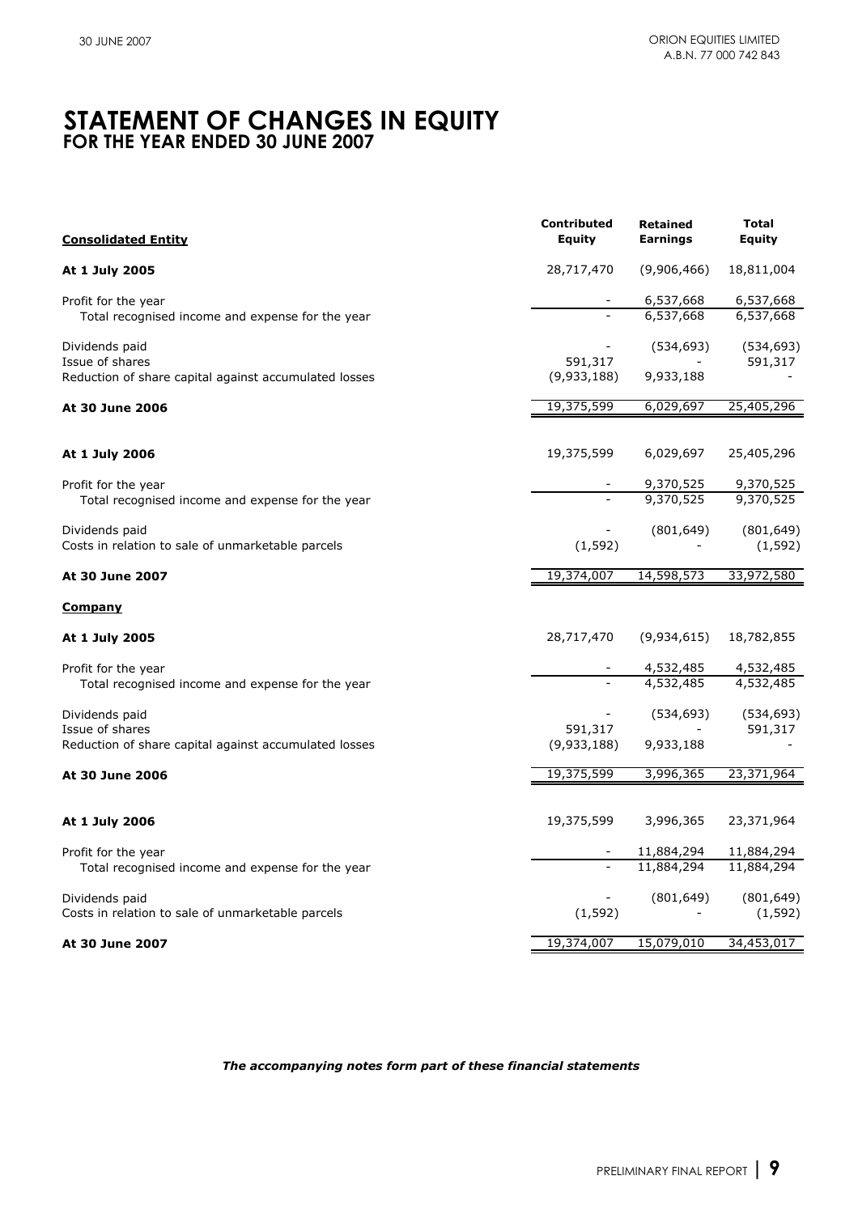# STATEMENT OF CHANGES IN EQUITY
## FOR THE YEAR ENDED 30 JUNE 2007

| **Consolidated Entity** | **Contributed Equity** | **Retained Earnings** | **Total Equity** |
|---|---|---|---|
| **At 1 July 2005** | 28,717,470 | (9,906,466) | 18,811,004 |
| Profit for the year | - | 6,537,668 | 6,537,668 |
| Total recognised income and expense for the year | - | 6,537,668 | 6,537,668 |
| Dividends paid | - | (534,693) | (534,693) |
| Issue of shares | 591,317 | - | 591,317 |
| Reduction of share capital against accumulated losses | (9,933,188) | 9,933,188 | - |
| **At 30 June 2006** | 19,375,599 | 6,029,697 | 25,405,296 |
| **At 1 July 2006** | 19,375,599 | 6,029,697 | 25,405,296 |
| Profit for the year | - | 9,370,525 | 9,370,525 |
| Total recognised income and expense for the year | - | 9,370,525 | 9,370,525 |
| Dividends paid | - | (801,649) | (801,649) |
| Costs in relation to sale of unmarketable parcels | (1,592) | - | (1,592) |
| **At 30 June 2007** | 19,374,007 | 14,598,573 | 33,972,580 |
| **Company** | | | |
| **At 1 July 2005** | 28,717,470 | (9,934,615) | 18,782,855 |
| Profit for the year | - | 4,532,485 | 4,532,485 |
| Total recognised income and expense for the year | - | 4,532,485 | 4,532,485 |
| Dividends paid | - | (534,693) | (534,693) |
| Issue of shares | 591,317 | - | 591,317 |
| Reduction of share capital against accumulated losses | (9,933,188) | 9,933,188 | - |
| **At 30 June 2006** | 19,375,599 | 3,996,365 | 23,371,964 |
| **At 1 July 2006** | 19,375,599 | 3,996,365 | 23,371,964 |
| Profit for the year | - | 11,884,294 | 11,884,294 |
| Total recognised income and expense for the year | - | 11,884,294 | 11,884,294 |
| Dividends paid | - | (801,649) | (801,649) |
| Costs in relation to sale of unmarketable parcels | (1,592) | - | (1,592) |
| **At 30 June 2007** | 19,374,007 | 15,079,010 | 34,453,017 |

***The accompanying notes form part of these financial statements***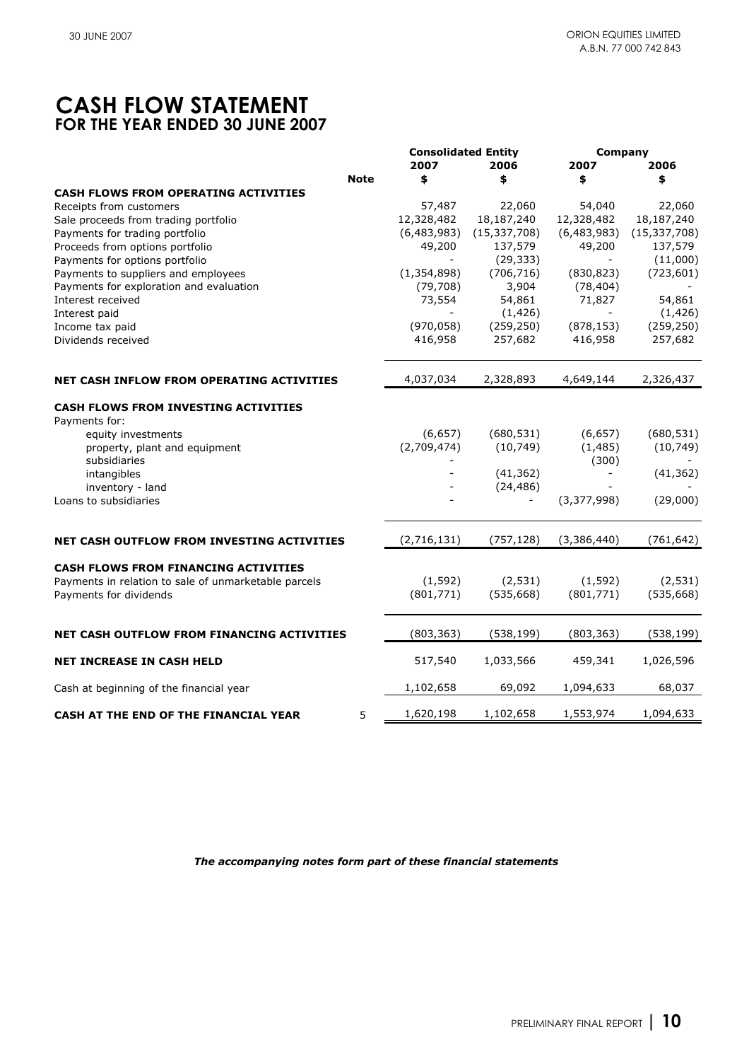# CASH FLOW STATEMENT
## FOR THE YEAR ENDED 30 JUNE 2007

| | Note | Consolidated Entity 2007 $ | Consolidated Entity 2006 $ | Company 2007 $ | Company 2006 $ |
|---|---|---|---|---|---|
| **CASH FLOWS FROM OPERATING ACTIVITIES** | | | | | |
| Receipts from customers | | 57,487 | 22,060 | 54,040 | 22,060 |
| Sale proceeds from trading portfolio | | 12,328,482 | 18,187,240 | 12,328,482 | 18,187,240 |
| Payments for trading portfolio | | (6,483,983) | (15,337,708) | (6,483,983) | (15,337,708) |
| Proceeds from options portfolio | | 49,200 | 137,579 | 49,200 | 137,579 |
| Payments for options portfolio | | - | (29,333) | - | (11,000) |
| Payments to suppliers and employees | | (1,354,898) | (706,716) | (830,823) | (723,601) |
| Payments for exploration and evaluation | | (79,708) | 3,904 | (78,404) | - |
| Interest received | | 73,554 | 54,861 | 71,827 | 54,861 |
| Interest paid | | - | (1,426) | - | (1,426) |
| Income tax paid | | (970,058) | (259,250) | (878,153) | (259,250) |
| Dividends received | | 416,958 | 257,682 | 416,958 | 257,682 |
| **NET CASH INFLOW FROM OPERATING ACTIVITIES** | | 4,037,034 | 2,328,893 | 4,649,144 | 2,326,437 |
| **CASH FLOWS FROM INVESTING ACTIVITIES** | | | | | |
| Payments for: | | | | | |
| equity investments | | (6,657) | (680,531) | (6,657) | (680,531) |
| property, plant and equipment | | (2,709,474) | (10,749) | (1,485) | (10,749) |
| subsidiaries | | - | | (300) | - |
| intangibles | | - | (41,362) | - | (41,362) |
| inventory - land | | - | (24,486) | - | - |
| Loans to subsidiaries | | - | - | (3,377,998) | (29,000) |
| **NET CASH OUTFLOW FROM INVESTING ACTIVITIES** | | (2,716,131) | (757,128) | (3,386,440) | (761,642) |
| **CASH FLOWS FROM FINANCING ACTIVITIES** | | | | | |
| Payments in relation to sale of unmarketable parcels | | (1,592) | (2,531) | (1,592) | (2,531) |
| Payments for dividends | | (801,771) | (535,668) | (801,771) | (535,668) |
| **NET CASH OUTFLOW FROM FINANCING ACTIVITIES** | | (803,363) | (538,199) | (803,363) | (538,199) |
| **NET INCREASE IN CASH HELD** | | 517,540 | 1,033,566 | 459,341 | 1,026,596 |
| Cash at beginning of the financial year | | 1,102,658 | 69,092 | 1,094,633 | 68,037 |
| **CASH AT THE END OF THE FINANCIAL YEAR** | 5 | 1,620,198 | 1,102,658 | 1,553,974 | 1,094,633 |

***The accompanying notes form part of these financial statements***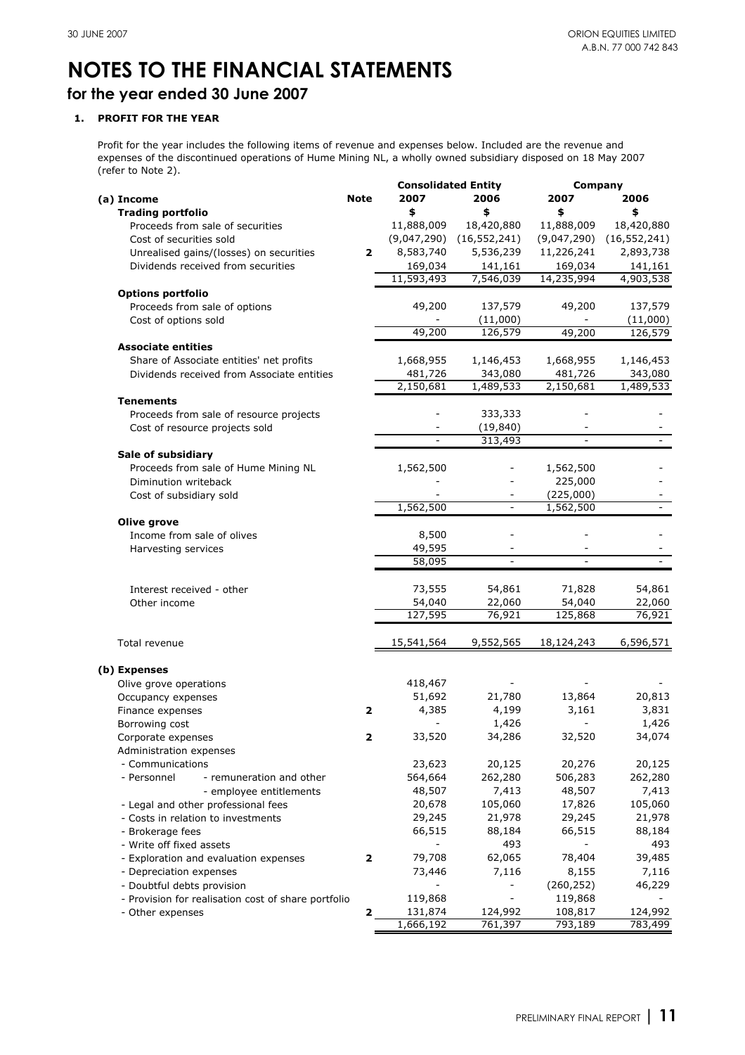# NOTES TO THE FINANCIAL STATEMENTS

## for the year ended 30 June 2007

### 1. PROFIT FOR THE YEAR

Profit for the year includes the following items of revenue and expenses below. Included are the revenue and expenses of the discontinued operations of Hume Mining NL, a wholly owned subsidiary disposed on 18 May 2007 (refer to Note 2).

| | Note | Consolidated Entity | | Company | |
|---|---|---|---|---|---|
| **(a) Income** | | **2007** | **2006** | **2007** | **2006** |
| **Trading portfolio** | | **$** | **$** | **$** | **$** |
| Proceeds from sale of securities | | 11,888,009 | 18,420,880 | 11,888,009 | 18,420,880 |
| Cost of securities sold | | (9,047,290) | (16,552,241) | (9,047,290) | (16,552,241) |
| Unrealised gains/(losses) on securities | 2 | 8,583,740 | 5,536,239 | 11,226,241 | 2,893,738 |
| Dividends received from securities | | 169,034 | 141,161 | 169,034 | 141,161 |
| | | 11,593,493 | 7,546,039 | 14,235,994 | 4,903,538 |
| **Options portfolio** | | | | | |
| Proceeds from sale of options | | 49,200 | 137,579 | 49,200 | 137,579 |
| Cost of options sold | | - | (11,000) | - | (11,000) |
| | | 49,200 | 126,579 | 49,200 | 126,579 |
| **Associate entities** | | | | | |
| Share of Associate entities' net profits | | 1,668,955 | 1,146,453 | 1,668,955 | 1,146,453 |
| Dividends received from Associate entities | | 481,726 | 343,080 | 481,726 | 343,080 |
| | | 2,150,681 | 1,489,533 | 2,150,681 | 1,489,533 |
| **Tenements** | | | | | |
| Proceeds from sale of resource projects | | - | 333,333 | - | - |
| Cost of resource projects sold | | - | (19,840) | - | - |
| | | - | 313,493 | - | - |
| **Sale of subsidiary** | | | | | |
| Proceeds from sale of Hume Mining NL | | 1,562,500 | - | 1,562,500 | - |
| Diminution writeback | | - | - | 225,000 | - |
| Cost of subsidiary sold | | - | - | (225,000) | - |
| | | 1,562,500 | - | 1,562,500 | - |
| **Olive grove** | | | | | |
| Income from sale of olives | | 8,500 | - | - | - |
| Harvesting services | | 49,595 | - | - | - |
| | | 58,095 | - | - | - |
| Interest received - other | | 73,555 | 54,861 | 71,828 | 54,861 |
| Other income | | 54,040 | 22,060 | 54,040 | 22,060 |
| | | 127,595 | 76,921 | 125,868 | 76,921 |
| Total revenue | | 15,541,564 | 9,552,565 | 18,124,243 | 6,596,571 |
| **(b) Expenses** | | | | | |
| Olive grove operations | | 418,467 | - | - | - |
| Occupancy expenses | | 51,692 | 21,780 | 13,864 | 20,813 |
| Finance expenses | 2 | 4,385 | 4,199 | 3,161 | 3,831 |
| Borrowing cost | | - | 1,426 | - | 1,426 |
| Corporate expenses | 2 | 33,520 | 34,286 | 32,520 | 34,074 |
| Administration expenses | | | | | |
| - Communications | | 23,623 | 20,125 | 20,276 | 20,125 |
| - Personnel - remuneration and other | | 564,664 | 262,280 | 506,283 | 262,280 |
| - employee entitlements | | 48,507 | 7,413 | 48,507 | 7,413 |
| - Legal and other professional fees | | 20,678 | 105,060 | 17,826 | 105,060 |
| - Costs in relation to investments | | 29,245 | 21,978 | 29,245 | 21,978 |
| - Brokerage fees | | 66,515 | 88,184 | 66,515 | 88,184 |
| - Write off fixed assets | | - | 493 | - | 493 |
| - Exploration and evaluation expenses | 2 | 79,708 | 62,065 | 78,404 | 39,485 |
| - Depreciation expenses | | 73,446 | 7,116 | 8,155 | 7,116 |
| - Doubtful debts provision | | - | - | (260,252) | 46,229 |
| - Provision for realisation cost of share portfolio | | 119,868 | - | 119,868 | - |
| - Other expenses | 2 | 131,874 | 124,992 | 108,817 | 124,992 |
| | | 1,666,192 | 761,397 | 793,189 | 783,499 |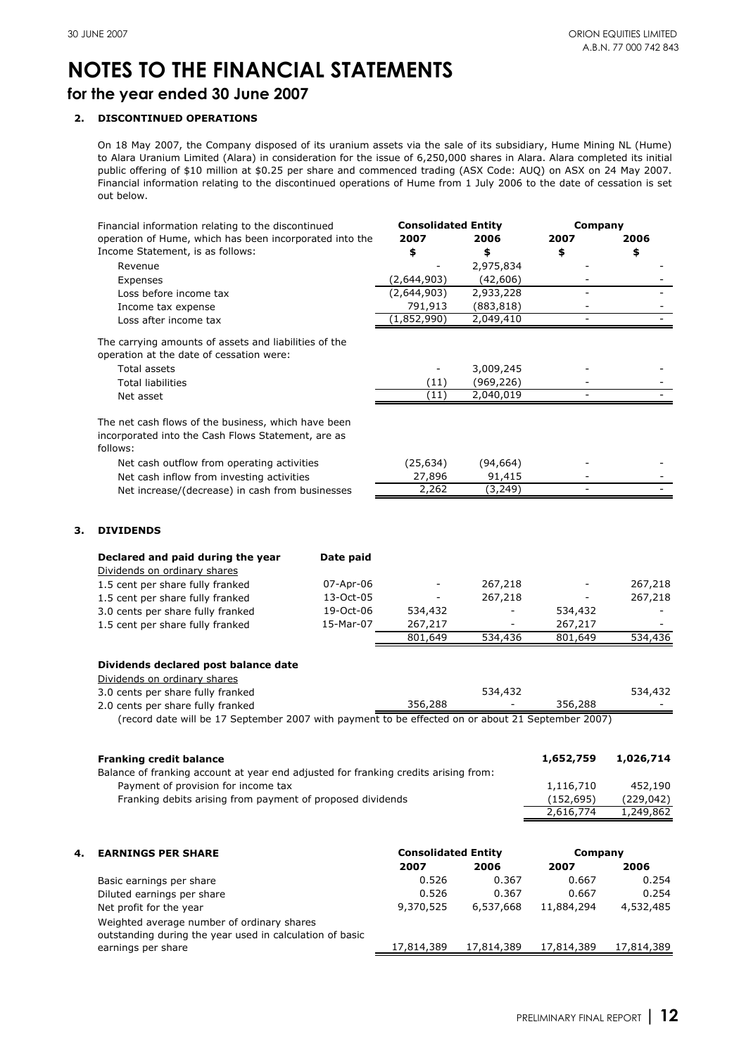# NOTES TO THE FINANCIAL STATEMENTS

## for the year ended 30 June 2007

### 2. DISCONTINUED OPERATIONS

On 18 May 2007, the Company disposed of its uranium assets via the sale of its subsidiary, Hume Mining NL (Hume) to Alara Uranium Limited (Alara) in consideration for the issue of 6,250,000 shares in Alara. Alara completed its initial public offering of $10 million at $0.25 per share and commenced trading (ASX Code: AUQ) on ASX on 24 May 2007. Financial information relating to the discontinued operations of Hume from 1 July 2006 to the date of cessation is set out below.

| Financial information relating to the discontinued operation of Hume, which has been incorporated into the Income Statement, is as follows: | Consolidated Entity 2007 $ | Consolidated Entity 2006 $ | Company 2007 $ | Company 2006 $ |
|---|---|---|---|---|
| Revenue | - | 2,975,834 | - | - |
| Expenses | (2,644,903) | (42,606) | - | - |
| Loss before income tax | (2,644,903) | 2,933,228 | - | - |
| Income tax expense | 791,913 | (883,818) | - | - |
| Loss after income tax | (1,852,990) | 2,049,410 | - | - |
| The carrying amounts of assets and liabilities of the operation at the date of cessation were: | | | | |
| Total assets | - | 3,009,245 | - | - |
| Total liabilities | (11) | (969,226) | - | - |
| Net asset | (11) | 2,040,019 | - | - |
| The net cash flows of the business, which have been incorporated into the Cash Flows Statement, are as follows: | | | | |
| Net cash outflow from operating activities | (25,634) | (94,664) | - | - |
| Net cash inflow from investing activities | 27,896 | 91,415 | - | - |
| Net increase/(decrease) in cash from businesses | 2,262 | (3,249) | - | - |

### 3. DIVIDENDS

| **Declared and paid during the year** | **Date paid** | Consolidated Entity 2007 | Consolidated Entity 2006 | Company 2007 | Company 2006 |
|---|---|---|---|---|---|
| Dividends on ordinary shares | | | | | |
| 1.5 cent per share fully franked | 07-Apr-06 | - | 267,218 | - | 267,218 |
| 1.5 cent per share fully franked | 13-Oct-05 | - | 267,218 | - | 267,218 |
| 3.0 cents per share fully franked | 19-Oct-06 | 534,432 | - | 534,432 | - |
| 1.5 cent per share fully franked | 15-Mar-07 | 267,217 | - | 267,217 | - |
| | | 801,649 | 534,436 | 801,649 | 534,436 |
| **Dividends declared post balance date** | | | | | |
| Dividends on ordinary shares | | | | | |
| 3.0 cents per share fully franked | | | 534,432 | | 534,432 |
| 2.0 cents per share fully franked | | 356,288 | - | 356,288 | - |

(record date will be 17 September 2007 with payment to be effected on or about 21 September 2007)

| | 2007 | 2006 |
|---|---|---|
| **Franking credit balance** | **1,652,759** | **1,026,714** |
| Balance of franking account at year end adjusted for franking credits arising from: | | |
| Payment of provision for income tax | 1,116,710 | 452,190 |
| Franking debits arising from payment of proposed dividends | (152,695) | (229,042) |
| | 2,616,774 | 1,249,862 |

### 4. EARNINGS PER SHARE

| | Consolidated Entity 2007 | Consolidated Entity 2006 | Company 2007 | Company 2006 |
|---|---|---|---|---|
| Basic earnings per share | 0.526 | 0.367 | 0.667 | 0.254 |
| Diluted earnings per share | 0.526 | 0.367 | 0.667 | 0.254 |
| Net profit for the year | 9,370,525 | 6,537,668 | 11,884,294 | 4,532,485 |
| Weighted average number of ordinary shares outstanding during the year used in calculation of basic earnings per share | 17,814,389 | 17,814,389 | 17,814,389 | 17,814,389 |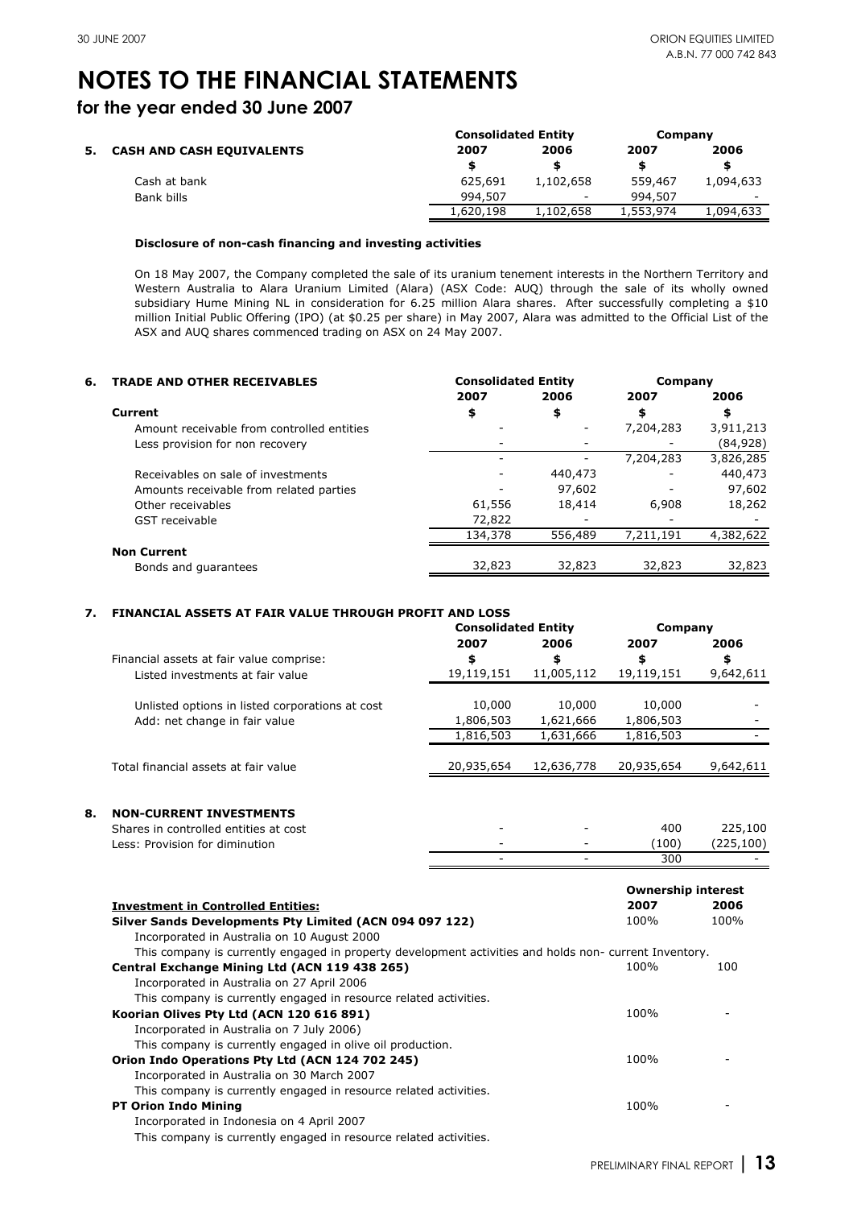# NOTES TO THE FINANCIAL STATEMENTS

## for the year ended 30 June 2007

### 5. CASH AND CASH EQUIVALENTS

| | Consolidated Entity | | Company | |
|---|---|---|---|---|
| | 2007 | 2006 | 2007 | 2006 |
| | $ | $ | $ | $ |
| Cash at bank | 625,691 | 1,102,658 | 559,467 | 1,094,633 |
| Bank bills | 994,507 | - | 994,507 | - |
| | 1,620,198 | 1,102,658 | 1,553,974 | 1,094,633 |

**Disclosure of non-cash financing and investing activities**

On 18 May 2007, the Company completed the sale of its uranium tenement interests in the Northern Territory and Western Australia to Alara Uranium Limited (Alara) (ASX Code: AUQ) through the sale of its wholly owned subsidiary Hume Mining NL in consideration for 6.25 million Alara shares. After successfully completing a $10 million Initial Public Offering (IPO) (at $0.25 per share) in May 2007, Alara was admitted to the Official List of the ASX and AUQ shares commenced trading on ASX on 24 May 2007.

### 6. TRADE AND OTHER RECEIVABLES

| | Consolidated Entity | | Company | |
|---|---|---|---|---|
| | 2007 | 2006 | 2007 | 2006 |
| **Current** | $ | $ | $ | $ |
| Amount receivable from controlled entities | - | - | 7,204,283 | 3,911,213 |
| Less provision for non recovery | - | - | - | (84,928) |
| | - | - | 7,204,283 | 3,826,285 |
| Receivables on sale of investments | - | 440,473 | - | 440,473 |
| Amounts receivable from related parties | - | 97,602 | - | 97,602 |
| Other receivables | 61,556 | 18,414 | 6,908 | 18,262 |
| GST receivable | 72,822 | - | - | - |
| | 134,378 | 556,489 | 7,211,191 | 4,382,622 |
| **Non Current** | | | | |
| Bonds and guarantees | 32,823 | 32,823 | 32,823 | 32,823 |

### 7. FINANCIAL ASSETS AT FAIR VALUE THROUGH PROFIT AND LOSS

| | Consolidated Entity | | Company | |
|---|---|---|---|---|
| | 2007 | 2006 | 2007 | 2006 |
| Financial assets at fair value comprise: | $ | $ | $ | $ |
| Listed investments at fair value | 19,119,151 | 11,005,112 | 19,119,151 | 9,642,611 |
| Unlisted options in listed corporations at cost | 10,000 | 10,000 | 10,000 | - |
| Add: net change in fair value | 1,806,503 | 1,621,666 | 1,806,503 | - |
| | 1,816,503 | 1,631,666 | 1,816,503 | - |
| Total financial assets at fair value | 20,935,654 | 12,636,778 | 20,935,654 | 9,642,611 |

### 8. NON-CURRENT INVESTMENTS

| | Consolidated Entity | | Company | |
|---|---|---|---|---|
| | 2007 | 2006 | 2007 | 2006 |
| Shares in controlled entities at cost | - | - | 400 | 225,100 |
| Less: Provision for diminution | - | - | (100) | (225,100) |
| | - | - | 300 | - |

| Investment in Controlled Entities: | Ownership interest 2007 | Ownership interest 2006 |
|---|---|---|
| **Silver Sands Developments Pty Limited (ACN 094 097 122)** | 100% | 100% |
| Incorporated in Australia on 10 August 2000 | | |
| This company is currently engaged in property development activities and holds non- current Inventory. | | |
| **Central Exchange Mining Ltd (ACN 119 438 265)** | 100% | 100 |
| Incorporated in Australia on 27 April 2006 | | |
| This company is currently engaged in resource related activities. | | |
| **Koorian Olives Pty Ltd (ACN 120 616 891)** | 100% | - |
| Incorporated in Australia on 7 July 2006) | | |
| This company is currently engaged in olive oil production. | | |
| **Orion Indo Operations Pty Ltd (ACN 124 702 245)** | 100% | - |
| Incorporated in Australia on 30 March 2007 | | |
| This company is currently engaged in resource related activities. | | |
| **PT Orion Indo Mining** | 100% | - |
| Incorporated in Indonesia on 4 April 2007 | | |
| This company is currently engaged in resource related activities. | | |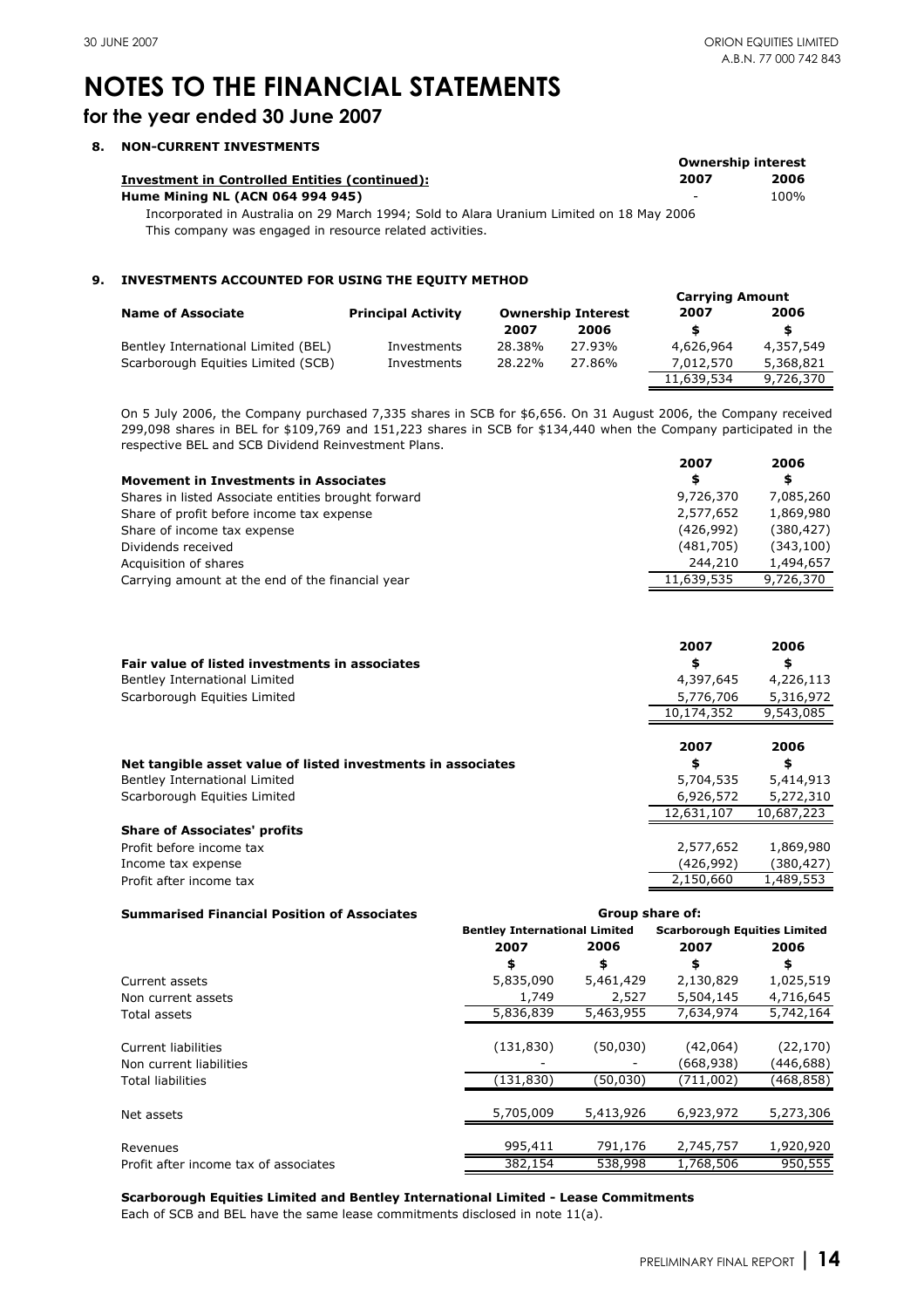# NOTES TO THE FINANCIAL STATEMENTS

## for the year ended 30 June 2007

### 8. NON-CURRENT INVESTMENTS

| | Ownership interest | |
|---|---|---|
| **Investment in Controlled Entities (continued):** | **2007** | **2006** |
| **Hume Mining NL (ACN 064 994 945)** | - | 100% |

Incorporated in Australia on 29 March 1994; Sold to Alara Uranium Limited on 18 May 2006
This company was engaged in resource related activities.

### 9. INVESTMENTS ACCOUNTED FOR USING THE EQUITY METHOD

| Name of Associate | Principal Activity | Ownership Interest | | Carrying Amount | |
|---|---|---|---|---|---|
| | | 2007 | 2006 | 2007 | 2006 |
| | | | | $ | $ |
| Bentley International Limited (BEL) | Investments | 28.38% | 27.93% | 4,626,964 | 4,357,549 |
| Scarborough Equities Limited (SCB) | Investments | 28.22% | 27.86% | 7,012,570 | 5,368,821 |
| | | | | 11,639,534 | 9,726,370 |

On 5 July 2006, the Company purchased 7,335 shares in SCB for $6,656. On 31 August 2006, the Company received 299,098 shares in BEL for $109,769 and 151,223 shares in SCB for $134,440 when the Company participated in the respective BEL and SCB Dividend Reinvestment Plans.

| **Movement in Investments in Associates** | 2007<br>$ | 2006<br>$ |
|---|---|---|
| Shares in listed Associate entities brought forward | 9,726,370 | 7,085,260 |
| Share of profit before income tax expense | 2,577,652 | 1,869,980 |
| Share of income tax expense | (426,992) | (380,427) |
| Dividends received | (481,705) | (343,100) |
| Acquisition of shares | 244,210 | 1,494,657 |
| Carrying amount at the end of the financial year | 11,639,535 | 9,726,370 |

| **Fair value of listed investments in associates** | 2007<br>$ | 2006<br>$ |
|---|---|---|
| Bentley International Limited | 4,397,645 | 4,226,113 |
| Scarborough Equities Limited | 5,776,706 | 5,316,972 |
| | 10,174,352 | 9,543,085 |

| **Net tangible asset value of listed investments in associates** | 2007<br>$ | 2006<br>$ |
|---|---|---|
| Bentley International Limited | 5,704,535 | 5,414,913 |
| Scarborough Equities Limited | 6,926,572 | 5,272,310 |
| | 12,631,107 | 10,687,223 |
| **Share of Associates' profits** | | |
| Profit before income tax | 2,577,652 | 1,869,980 |
| Income tax expense | (426,992) | (380,427) |
| Profit after income tax | 2,150,660 | 1,489,553 |

| **Summarised Financial Position of Associates** | Group share of: | | | |
|---|---|---|---|---|
| | Bentley International Limited | | Scarborough Equities Limited | |
| | 2007 | 2006 | 2007 | 2006 |
| | $ | $ | $ | $ |
| Current assets | 5,835,090 | 5,461,429 | 2,130,829 | 1,025,519 |
| Non current assets | 1,749 | 2,527 | 5,504,145 | 4,716,645 |
| Total assets | 5,836,839 | 5,463,955 | 7,634,974 | 5,742,164 |
| Current liabilities | (131,830) | (50,030) | (42,064) | (22,170) |
| Non current liabilities | - | - | (668,938) | (446,688) |
| Total liabilities | (131,830) | (50,030) | (711,002) | (468,858) |
| Net assets | 5,705,009 | 5,413,926 | 6,923,972 | 5,273,306 |
| Revenues | 995,411 | 791,176 | 2,745,757 | 1,920,920 |
| Profit after income tax of associates | 382,154 | 538,998 | 1,768,506 | 950,555 |

**Scarborough Equities Limited and Bentley International Limited - Lease Commitments**
Each of SCB and BEL have the same lease commitments disclosed in note 11(a).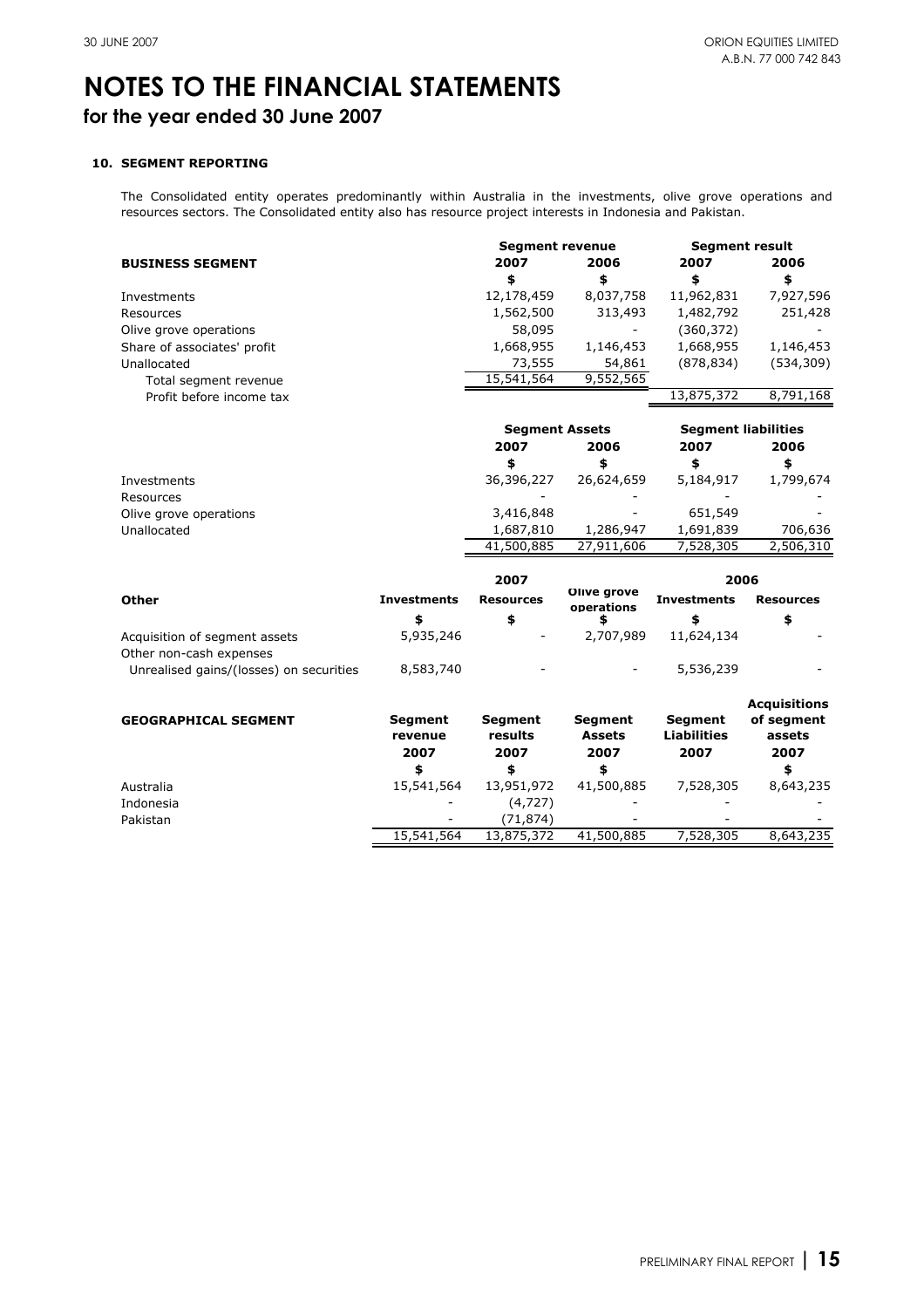# NOTES TO THE FINANCIAL STATEMENTS

## for the year ended 30 June 2007

### 10. SEGMENT REPORTING

The Consolidated entity operates predominantly within Australia in the investments, olive grove operations and resources sectors. The Consolidated entity also has resource project interests in Indonesia and Pakistan.

| BUSINESS SEGMENT | Segment revenue 2007 | Segment revenue 2006 | Segment result 2007 | Segment result 2006 |
|---|---|---|---|---|
| | $ | $ | $ | $ |
| Investments | 12,178,459 | 8,037,758 | 11,962,831 | 7,927,596 |
| Resources | 1,562,500 | 313,493 | 1,482,792 | 251,428 |
| Olive grove operations | 58,095 | - | (360,372) | - |
| Share of associates' profit | 1,668,955 | 1,146,453 | 1,668,955 | 1,146,453 |
| Unallocated | 73,555 | 54,861 | (878,834) | (534,309) |
| Total segment revenue | 15,541,564 | 9,552,565 | | |
| Profit before income tax | | | 13,875,372 | 8,791,168 |

| | Segment Assets 2007 | Segment Assets 2006 | Segment liabilities 2007 | Segment liabilities 2006 |
|---|---|---|---|---|
| | $ | $ | $ | $ |
| Investments | 36,396,227 | 26,624,659 | 5,184,917 | 1,799,674 |
| Resources | - | - | - | - |
| Olive grove operations | 3,416,848 | - | 651,549 | - |
| Unallocated | 1,687,810 | 1,286,947 | 1,691,839 | 706,636 |
| | 41,500,885 | 27,911,606 | 7,528,305 | 2,506,310 |

| Other | 2007 Investments | 2007 Resources | 2007 Olive grove operations | 2006 Investments | 2006 Resources |
|---|---|---|---|---|---|
| | $ | $ | $ | $ | $ |
| Acquisition of segment assets | 5,935,246 | - | 2,707,989 | 11,624,134 | - |
| Other non-cash expenses | | | | | |
| Unrealised gains/(losses) on securities | 8,583,740 | - | - | 5,536,239 | - |

| GEOGRAPHICAL SEGMENT | Segment revenue 2007 | Segment results 2007 | Segment Assets 2007 | Segment Liabilities 2007 | Acquisitions of segment assets 2007 |
|---|---|---|---|---|---|
| | $ | $ | $ | $ | $ |
| Australia | 15,541,564 | 13,951,972 | 41,500,885 | 7,528,305 | 8,643,235 |
| Indonesia | - | (4,727) | - | - | - |
| Pakistan | - | (71,874) | - | - | - |
| | 15,541,564 | 13,875,372 | 41,500,885 | 7,528,305 | 8,643,235 |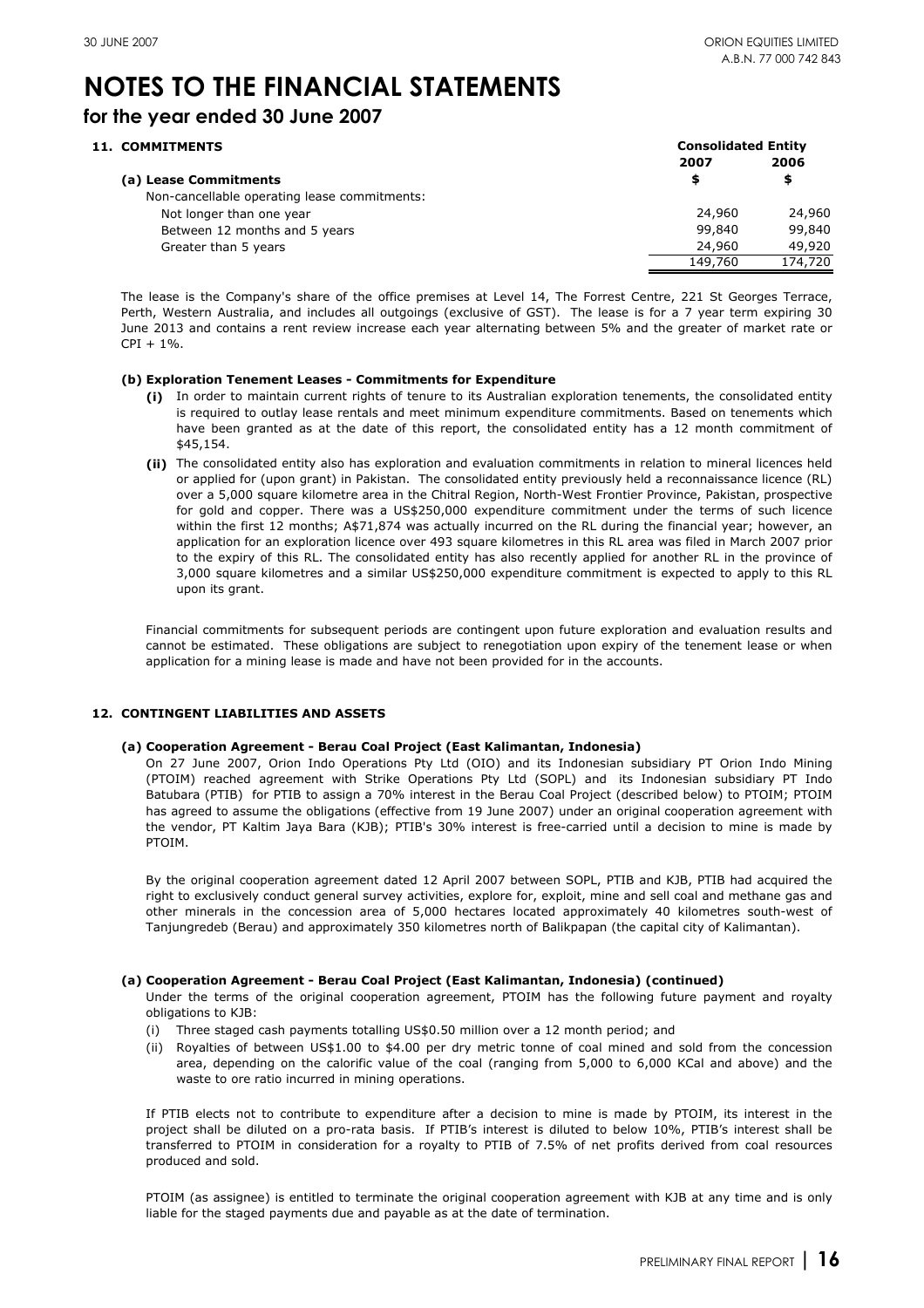# NOTES TO THE FINANCIAL STATEMENTS

## for the year ended 30 June 2007

### 11. COMMITMENTS

| | Consolidated Entity | |
|---|---|---|
| | 2007 | 2006 |
| **(a) Lease Commitments** | $ | $ |
| Non-cancellable operating lease commitments: | | |
| Not longer than one year | 24,960 | 24,960 |
| Between 12 months and 5 years | 99,840 | 99,840 |
| Greater than 5 years | 24,960 | 49,920 |
| | 149,760 | 174,720 |

The lease is the Company's share of the office premises at Level 14, The Forrest Centre, 221 St Georges Terrace, Perth, Western Australia, and includes all outgoings (exclusive of GST). The lease is for a 7 year term expiring 30 June 2013 and contains a rent review increase each year alternating between 5% and the greater of market rate or CPI + 1%.

**(b) Exploration Tenement Leases - Commitments for Expenditure**

- **(i)** In order to maintain current rights of tenure to its Australian exploration tenements, the consolidated entity is required to outlay lease rentals and meet minimum expenditure commitments. Based on tenements which have been granted as at the date of this report, the consolidated entity has a 12 month commitment of $45,154.
- **(ii)** The consolidated entity also has exploration and evaluation commitments in relation to mineral licences held or applied for (upon grant) in Pakistan. The consolidated entity previously held a reconnaissance licence (RL) over a 5,000 square kilometre area in the Chitral Region, North-West Frontier Province, Pakistan, prospective for gold and copper. There was a US$250,000 expenditure commitment under the terms of such licence within the first 12 months; A$71,874 was actually incurred on the RL during the financial year; however, an application for an exploration licence over 493 square kilometres in this RL area was filed in March 2007 prior to the expiry of this RL. The consolidated entity has also recently applied for another RL in the province of 3,000 square kilometres and a similar US$250,000 expenditure commitment is expected to apply to this RL upon its grant.

Financial commitments for subsequent periods are contingent upon future exploration and evaluation results and cannot be estimated. These obligations are subject to renegotiation upon expiry of the tenement lease or when application for a mining lease is made and have not been provided for in the accounts.

### 12. CONTINGENT LIABILITIES AND ASSETS

**(a) Cooperation Agreement - Berau Coal Project (East Kalimantan, Indonesia)**

On 27 June 2007, Orion Indo Operations Pty Ltd (OIO) and its Indonesian subsidiary PT Orion Indo Mining (PTOIM) reached agreement with Strike Operations Pty Ltd (SOPL) and its Indonesian subsidiary PT Indo Batubara (PTIB) for PTIB to assign a 70% interest in the Berau Coal Project (described below) to PTOIM; PTOIM has agreed to assume the obligations (effective from 19 June 2007) under an original cooperation agreement with the vendor, PT Kaltim Jaya Bara (KJB); PTIB's 30% interest is free-carried until a decision to mine is made by PTOIM.

By the original cooperation agreement dated 12 April 2007 between SOPL, PTIB and KJB, PTIB had acquired the right to exclusively conduct general survey activities, explore for, exploit, mine and sell coal and methane gas and other minerals in the concession area of 5,000 hectares located approximately 40 kilometres south-west of Tanjungredeb (Berau) and approximately 350 kilometres north of Balikpapan (the capital city of Kalimantan).

**(a) Cooperation Agreement - Berau Coal Project (East Kalimantan, Indonesia) (continued)**

Under the terms of the original cooperation agreement, PTOIM has the following future payment and royalty obligations to KJB:

(i) Three staged cash payments totalling US$0.50 million over a 12 month period; and

(ii) Royalties of between US$1.00 to $4.00 per dry metric tonne of coal mined and sold from the concession area, depending on the calorific value of the coal (ranging from 5,000 to 6,000 KCal and above) and the waste to ore ratio incurred in mining operations.

If PTIB elects not to contribute to expenditure after a decision to mine is made by PTOIM, its interest in the project shall be diluted on a pro-rata basis. If PTIB's interest is diluted to below 10%, PTIB's interest shall be transferred to PTOIM in consideration for a royalty to PTIB of 7.5% of net profits derived from coal resources produced and sold.

PTOIM (as assignee) is entitled to terminate the original cooperation agreement with KJB at any time and is only liable for the staged payments due and payable as at the date of termination.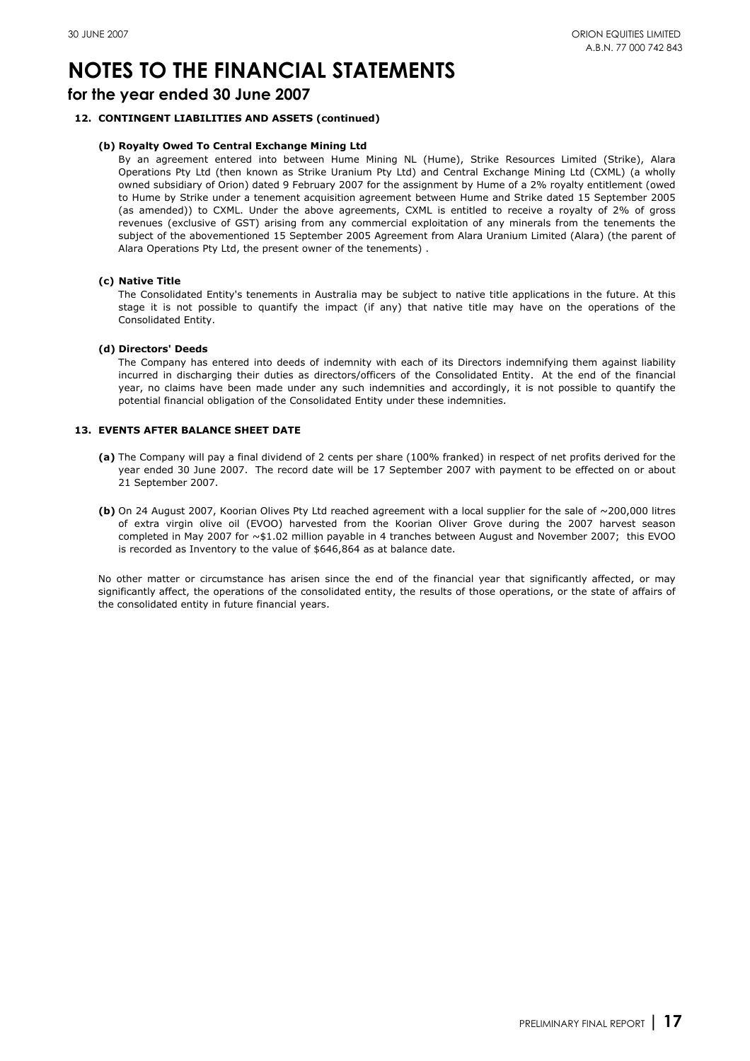# NOTES TO THE FINANCIAL STATEMENTS

## for the year ended 30 June 2007

### 12. CONTINGENT LIABILITIES AND ASSETS (continued)

**(b) Royalty Owed To Central Exchange Mining Ltd**

By an agreement entered into between Hume Mining NL (Hume), Strike Resources Limited (Strike), Alara Operations Pty Ltd (then known as Strike Uranium Pty Ltd) and Central Exchange Mining Ltd (CXML) (a wholly owned subsidiary of Orion) dated 9 February 2007 for the assignment by Hume of a 2% royalty entitlement (owed to Hume by Strike under a tenement acquisition agreement between Hume and Strike dated 15 September 2005 (as amended)) to CXML. Under the above agreements, CXML is entitled to receive a royalty of 2% of gross revenues (exclusive of GST) arising from any commercial exploitation of any minerals from the tenements the subject of the abovementioned 15 September 2005 Agreement from Alara Uranium Limited (Alara) (the parent of Alara Operations Pty Ltd, the present owner of the tenements) .

**(c) Native Title**

The Consolidated Entity's tenements in Australia may be subject to native title applications in the future. At this stage it is not possible to quantify the impact (if any) that native title may have on the operations of the Consolidated Entity.

**(d) Directors' Deeds**

The Company has entered into deeds of indemnity with each of its Directors indemnifying them against liability incurred in discharging their duties as directors/officers of the Consolidated Entity. At the end of the financial year, no claims have been made under any such indemnities and accordingly, it is not possible to quantify the potential financial obligation of the Consolidated Entity under these indemnities.

### 13. EVENTS AFTER BALANCE SHEET DATE

**(a)** The Company will pay a final dividend of 2 cents per share (100% franked) in respect of net profits derived for the year ended 30 June 2007. The record date will be 17 September 2007 with payment to be effected on or about 21 September 2007.

**(b)** On 24 August 2007, Koorian Olives Pty Ltd reached agreement with a local supplier for the sale of ~200,000 litres of extra virgin olive oil (EVOO) harvested from the Koorian Oliver Grove during the 2007 harvest season completed in May 2007 for ~$1.02 million payable in 4 tranches between August and November 2007; this EVOO is recorded as Inventory to the value of $646,864 as at balance date.

No other matter or circumstance has arisen since the end of the financial year that significantly affected, or may significantly affect, the operations of the consolidated entity, the results of those operations, or the state of affairs of the consolidated entity in future financial years.